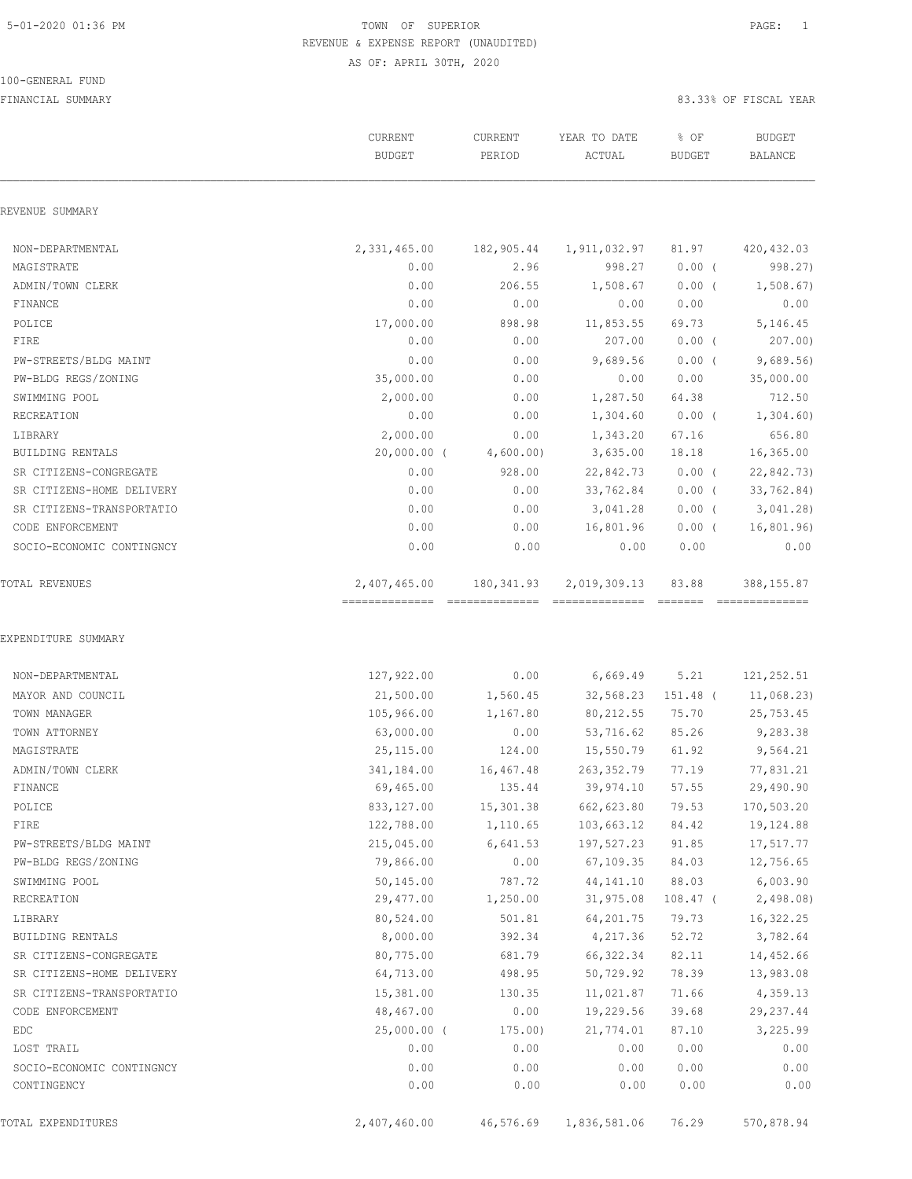5-01-2020 01:36 PM

# TOWN OF SUPERIOR

## REVENUE & EXPENSE REPORT (UNAUDITED)

AS OF: APRIL 30TH, 2020

100-GENERAL FUND

FINANCIAL SUMMARY

83.33% OF FISCAL YEAR

| | CURRENT BUDGET | CURRENT PERIOD | YEAR TO DATE ACTUAL | % OF BUDGET | BUDGET BALANCE |
|---|---|---|---|---|---|
| **REVENUE SUMMARY** | | | | | |
| NON-DEPARTMENTAL | 2,331,465.00 | 182,905.44 | 1,911,032.97 | 81.97 | 420,432.03 |
| MAGISTRATE | 0.00 | 2.96 | 998.27 | 0.00 ( | 998.27) |
| ADMIN/TOWN CLERK | 0.00 | 206.55 | 1,508.67 | 0.00 ( | 1,508.67) |
| FINANCE | 0.00 | 0.00 | 0.00 | 0.00 | 0.00 |
| POLICE | 17,000.00 | 898.98 | 11,853.55 | 69.73 | 5,146.45 |
| FIRE | 0.00 | 0.00 | 207.00 | 0.00 ( | 207.00) |
| PW-STREETS/BLDG MAINT | 0.00 | 0.00 | 9,689.56 | 0.00 ( | 9,689.56) |
| PW-BLDG REGS/ZONING | 35,000.00 | 0.00 | 0.00 | 0.00 | 35,000.00 |
| SWIMMING POOL | 2,000.00 | 0.00 | 1,287.50 | 64.38 | 712.50 |
| RECREATION | 0.00 | 0.00 | 1,304.60 | 0.00 ( | 1,304.60) |
| LIBRARY | 2,000.00 | 0.00 | 1,343.20 | 67.16 | 656.80 |
| BUILDING RENTALS | 20,000.00 ( | 4,600.00) | 3,635.00 | 18.18 | 16,365.00 |
| SR CITIZENS-CONGREGATE | 0.00 | 928.00 | 22,842.73 | 0.00 ( | 22,842.73) |
| SR CITIZENS-HOME DELIVERY | 0.00 | 0.00 | 33,762.84 | 0.00 ( | 33,762.84) |
| SR CITIZENS-TRANSPORTATIO | 0.00 | 0.00 | 3,041.28 | 0.00 ( | 3,041.28) |
| CODE ENFORCEMENT | 0.00 | 0.00 | 16,801.96 | 0.00 ( | 16,801.96) |
| SOCIO-ECONOMIC CONTINGNCY | 0.00 | 0.00 | 0.00 | 0.00 | 0.00 |
| TOTAL REVENUES | 2,407,465.00 | 180,341.93 | 2,019,309.13 | 83.88 | 388,155.87 |
| **EXPENDITURE SUMMARY** | | | | | |
| NON-DEPARTMENTAL | 127,922.00 | 0.00 | 6,669.49 | 5.21 | 121,252.51 |
| MAYOR AND COUNCIL | 21,500.00 | 1,560.45 | 32,568.23 | 151.48 ( | 11,068.23) |
| TOWN MANAGER | 105,966.00 | 1,167.80 | 80,212.55 | 75.70 | 25,753.45 |
| TOWN ATTORNEY | 63,000.00 | 0.00 | 53,716.62 | 85.26 | 9,283.38 |
| MAGISTRATE | 25,115.00 | 124.00 | 15,550.79 | 61.92 | 9,564.21 |
| ADMIN/TOWN CLERK | 341,184.00 | 16,467.48 | 263,352.79 | 77.19 | 77,831.21 |
| FINANCE | 69,465.00 | 135.44 | 39,974.10 | 57.55 | 29,490.90 |
| POLICE | 833,127.00 | 15,301.38 | 662,623.80 | 79.53 | 170,503.20 |
| FIRE | 122,788.00 | 1,110.65 | 103,663.12 | 84.42 | 19,124.88 |
| PW-STREETS/BLDG MAINT | 215,045.00 | 6,641.53 | 197,527.23 | 91.85 | 17,517.77 |
| PW-BLDG REGS/ZONING | 79,866.00 | 0.00 | 67,109.35 | 84.03 | 12,756.65 |
| SWIMMING POOL | 50,145.00 | 787.72 | 44,141.10 | 88.03 | 6,003.90 |
| RECREATION | 29,477.00 | 1,250.00 | 31,975.08 | 108.47 ( | 2,498.08) |
| LIBRARY | 80,524.00 | 501.81 | 64,201.75 | 79.73 | 16,322.25 |
| BUILDING RENTALS | 8,000.00 | 392.34 | 4,217.36 | 52.72 | 3,782.64 |
| SR CITIZENS-CONGREGATE | 80,775.00 | 681.79 | 66,322.34 | 82.11 | 14,452.66 |
| SR CITIZENS-HOME DELIVERY | 64,713.00 | 498.95 | 50,729.92 | 78.39 | 13,983.08 |
| SR CITIZENS-TRANSPORTATIO | 15,381.00 | 130.35 | 11,021.87 | 71.66 | 4,359.13 |
| CODE ENFORCEMENT | 48,467.00 | 0.00 | 19,229.56 | 39.68 | 29,237.44 |
| EDC | 25,000.00 ( | 175.00) | 21,774.01 | 87.10 | 3,225.99 |
| LOST TRAIL | 0.00 | 0.00 | 0.00 | 0.00 | 0.00 |
| SOCIO-ECONOMIC CONTINGNCY | 0.00 | 0.00 | 0.00 | 0.00 | 0.00 |
| CONTINGENCY | 0.00 | 0.00 | 0.00 | 0.00 | 0.00 |
| TOTAL EXPENDITURES | 2,407,460.00 | 46,576.69 | 1,836,581.06 | 76.29 | 570,878.94 |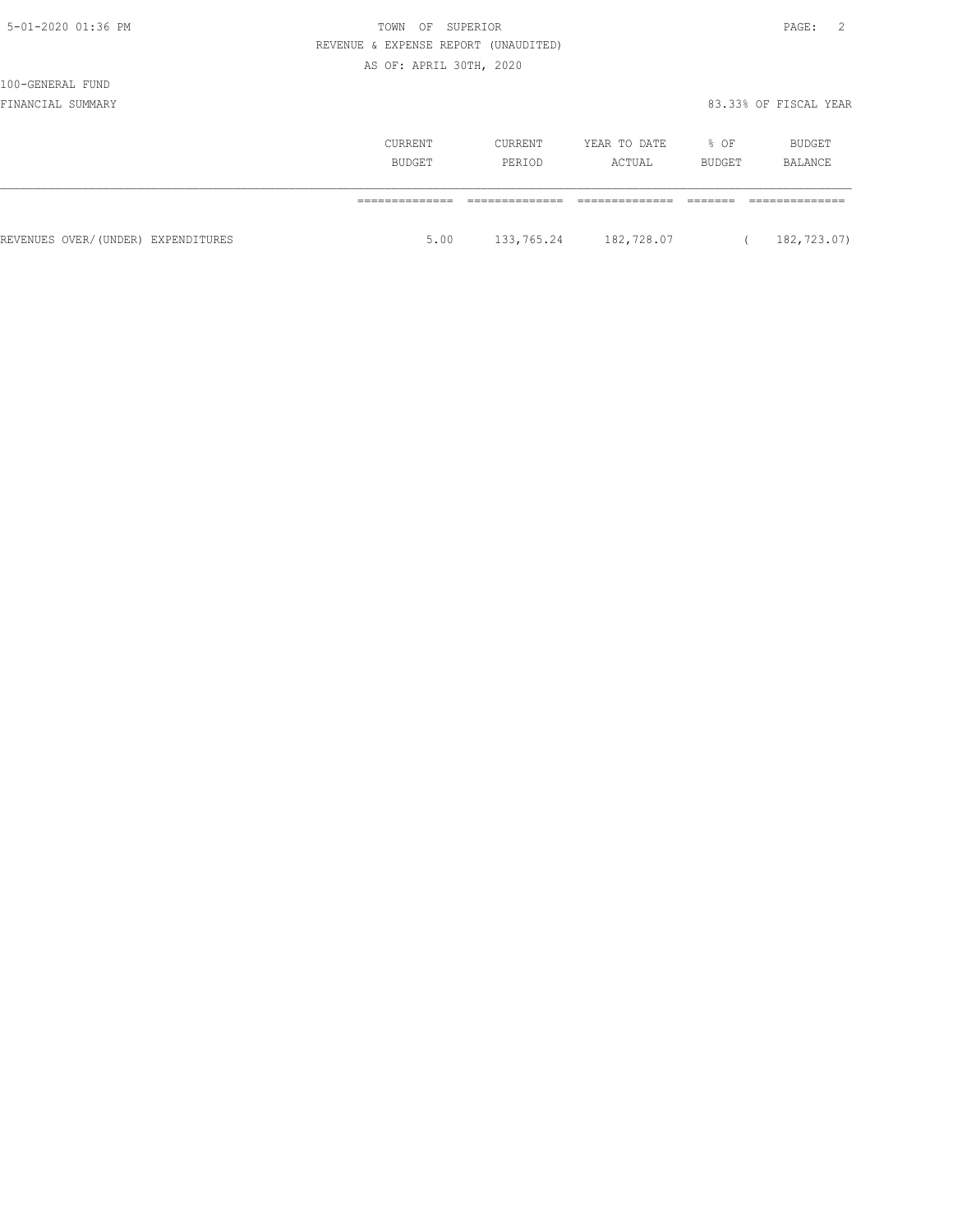100-GENERAL FUND

FINANCIAL SUMMARY

83.33% OF FISCAL YEAR

| | CURRENT BUDGET | CURRENT PERIOD | YEAR TO DATE ACTUAL | % OF BUDGET | BUDGET BALANCE |
|---|---|---|---|---|---|
| REVENUES OVER/(UNDER) EXPENDITURES | 5.00 | 133,765.24 | 182,728.07 | | ( 182,723.07) |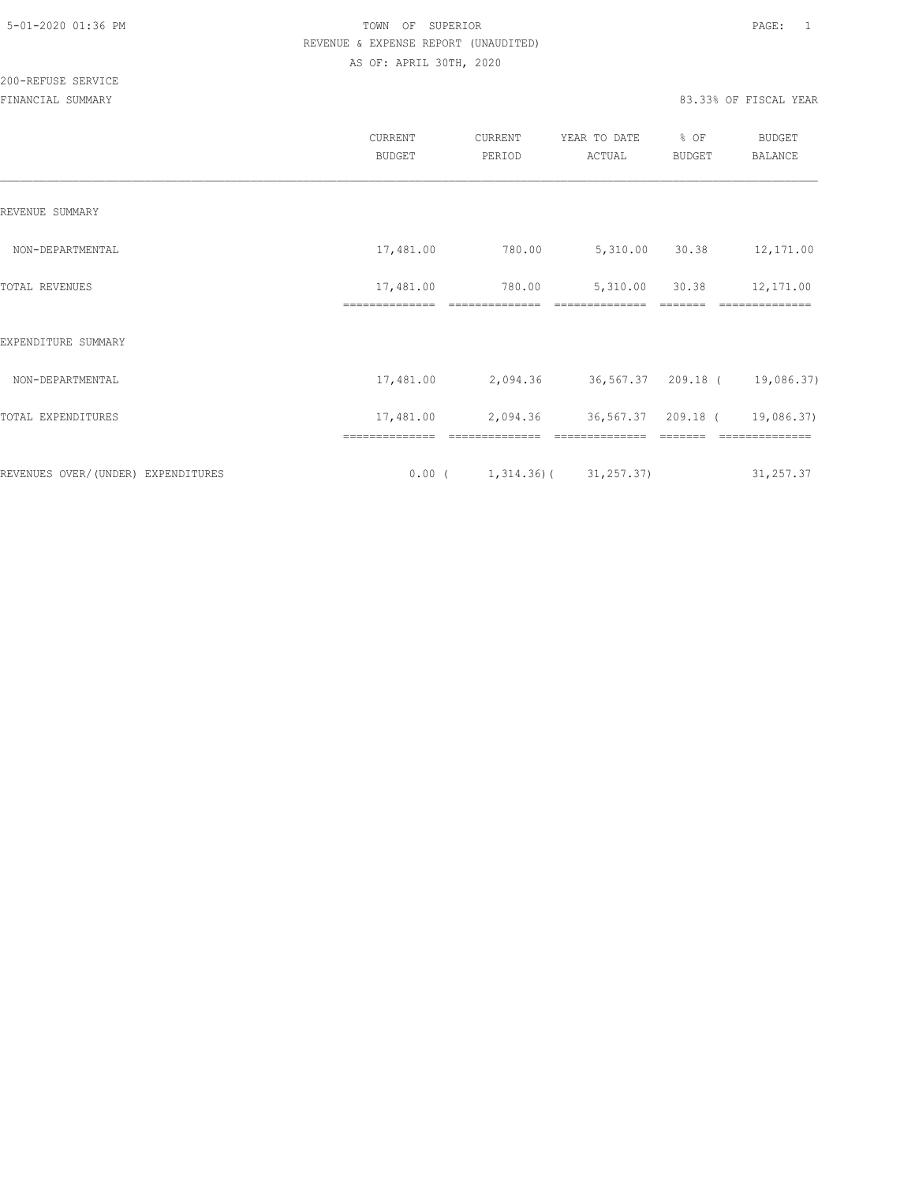5-01-2020 01:36 PM

TOWN OF SUPERIOR

REVENUE & EXPENSE REPORT (UNAUDITED)

AS OF: APRIL 30TH, 2020

200-REFUSE SERVICE

FINANCIAL SUMMARY

83.33% OF FISCAL YEAR

| | CURRENT BUDGET | CURRENT PERIOD | YEAR TO DATE ACTUAL | % OF BUDGET | BUDGET BALANCE |
|---|---|---|---|---|---|
| REVENUE SUMMARY | | | | | |
| NON-DEPARTMENTAL | 17,481.00 | 780.00 | 5,310.00 | 30.38 | 12,171.00 |
| TOTAL REVENUES | 17,481.00 | 780.00 | 5,310.00 | 30.38 | 12,171.00 |
| EXPENDITURE SUMMARY | | | | | |
| NON-DEPARTMENTAL | 17,481.00 | 2,094.36 | 36,567.37 | 209.18 | ( 19,086.37) |
| TOTAL EXPENDITURES | 17,481.00 | 2,094.36 | 36,567.37 | 209.18 | ( 19,086.37) |
| REVENUES OVER/(UNDER) EXPENDITURES | 0.00 | ( 1,314.36) | ( 31,257.37) | | 31,257.37 |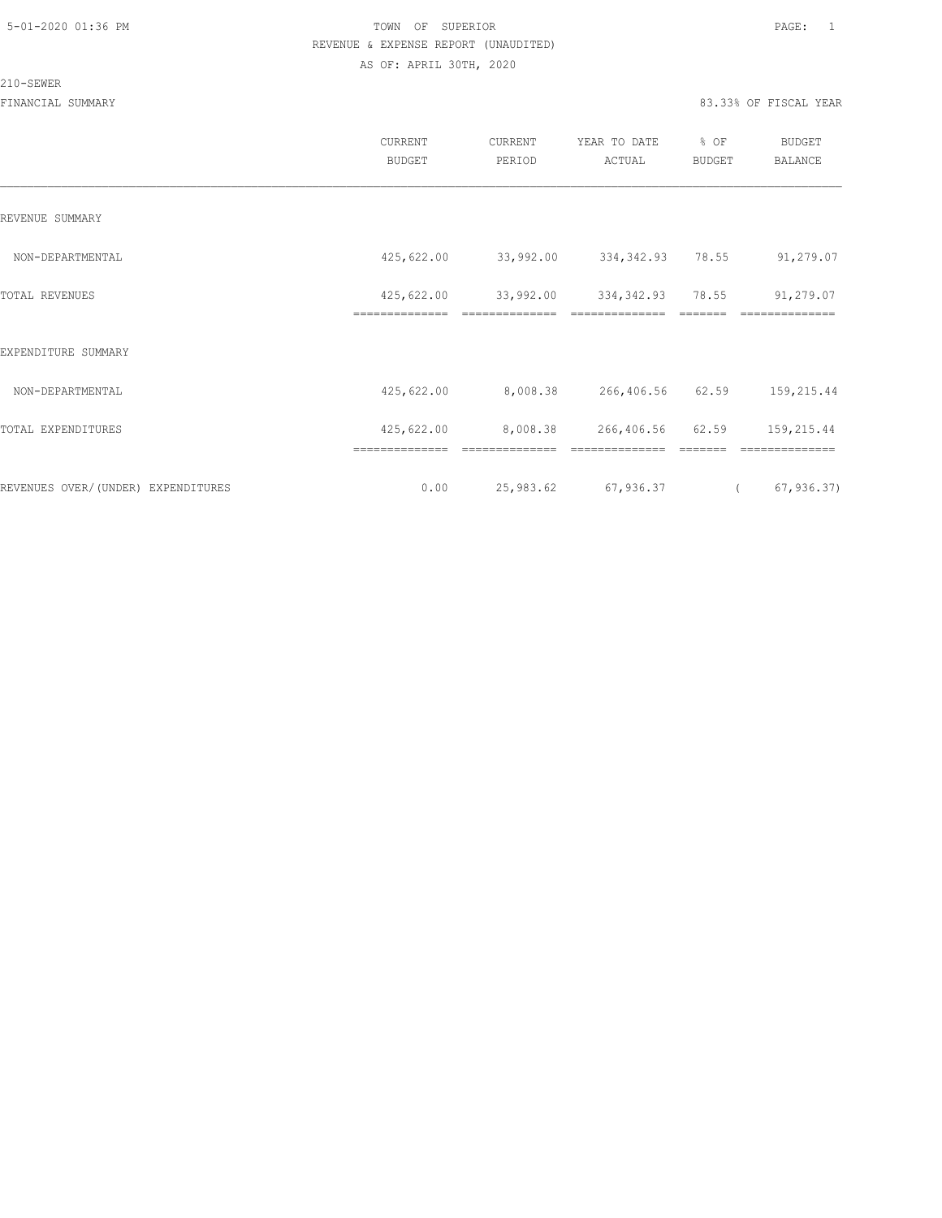TOWN OF SUPERIOR

REVENUE & EXPENSE REPORT (UNAUDITED)

AS OF: APRIL 30TH, 2020

210-SEWER

FINANCIAL SUMMARY

83.33% OF FISCAL YEAR

| | CURRENT BUDGET | CURRENT PERIOD | YEAR TO DATE ACTUAL | % OF BUDGET | BUDGET BALANCE |
|---|---|---|---|---|---|
| REVENUE SUMMARY | | | | | |
| NON-DEPARTMENTAL | 425,622.00 | 33,992.00 | 334,342.93 | 78.55 | 91,279.07 |
| TOTAL REVENUES | 425,622.00 | 33,992.00 | 334,342.93 | 78.55 | 91,279.07 |
| EXPENDITURE SUMMARY | | | | | |
| NON-DEPARTMENTAL | 425,622.00 | 8,008.38 | 266,406.56 | 62.59 | 159,215.44 |
| TOTAL EXPENDITURES | 425,622.00 | 8,008.38 | 266,406.56 | 62.59 | 159,215.44 |
| REVENUES OVER/(UNDER) EXPENDITURES | 0.00 | 25,983.62 | 67,936.37 | | ( 67,936.37) |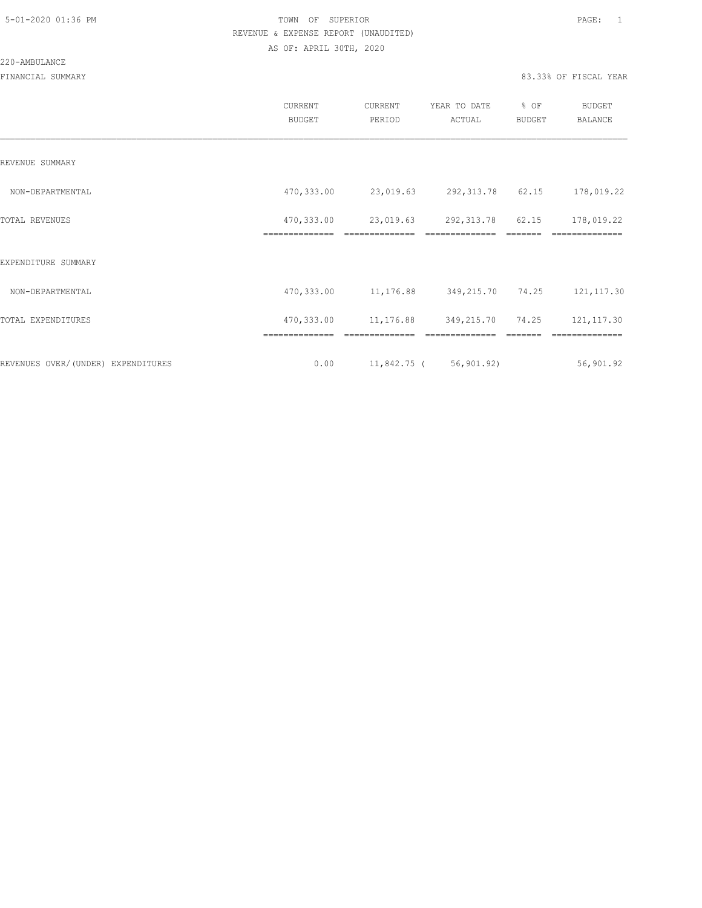TOWN OF SUPERIOR
REVENUE & EXPENSE REPORT (UNAUDITED)
AS OF: APRIL 30TH, 2020

5-01-2020 01:36 PM

220-AMBULANCE

FINANCIAL SUMMARY

83.33% OF FISCAL YEAR

| | CURRENT BUDGET | CURRENT PERIOD | YEAR TO DATE ACTUAL | % OF BUDGET | BUDGET BALANCE |
|---|---|---|---|---|---|
| REVENUE SUMMARY | | | | | |
| NON-DEPARTMENTAL | 470,333.00 | 23,019.63 | 292,313.78 | 62.15 | 178,019.22 |
| TOTAL REVENUES | 470,333.00 | 23,019.63 | 292,313.78 | 62.15 | 178,019.22 |
| EXPENDITURE SUMMARY | | | | | |
| NON-DEPARTMENTAL | 470,333.00 | 11,176.88 | 349,215.70 | 74.25 | 121,117.30 |
| TOTAL EXPENDITURES | 470,333.00 | 11,176.88 | 349,215.70 | 74.25 | 121,117.30 |
| REVENUES OVER/(UNDER) EXPENDITURES | 0.00 | 11,842.75 | ( 56,901.92) | | 56,901.92 |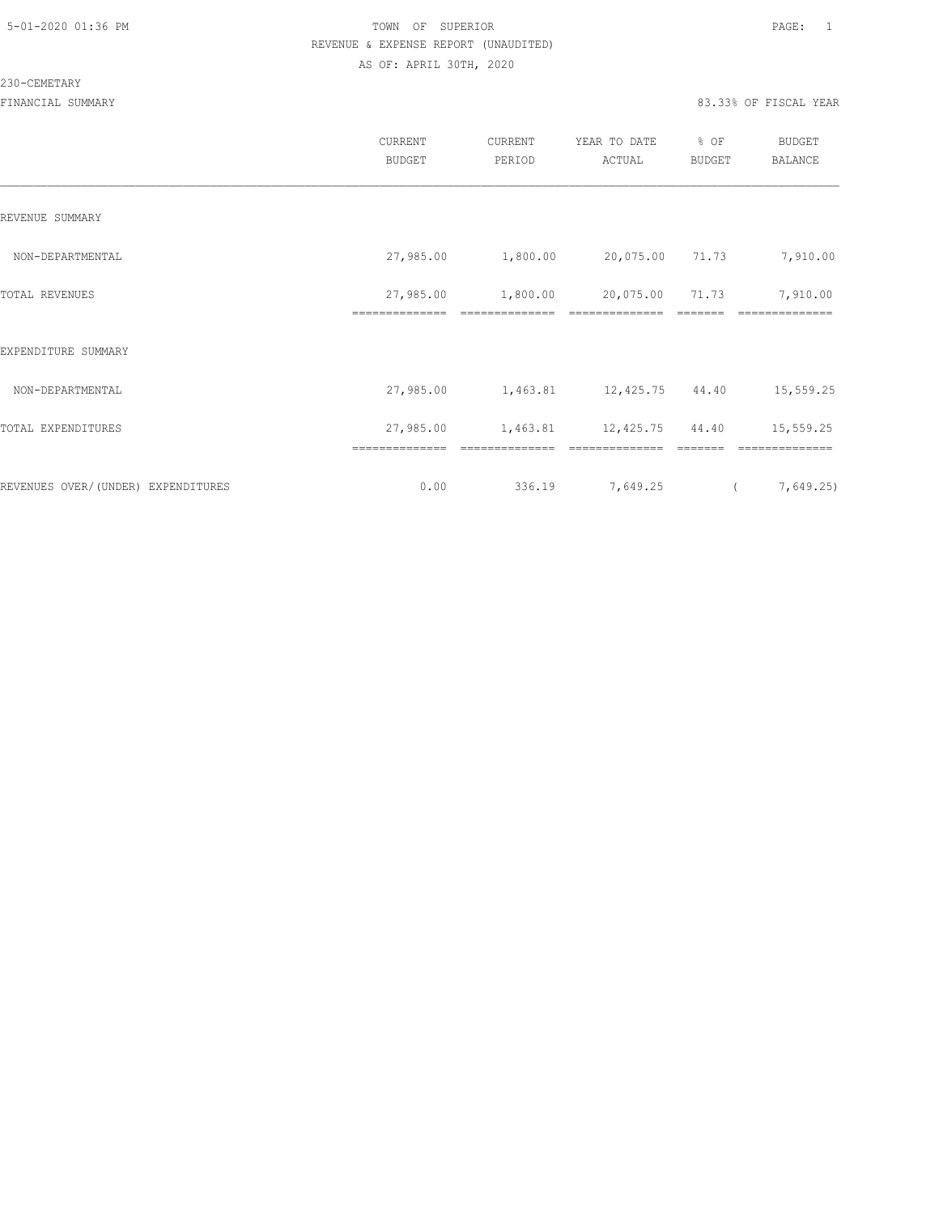5-01-2020 01:36 PM TOWN OF SUPERIOR PAGE: 1

REVENUE & EXPENSE REPORT (UNAUDITED)

AS OF: APRIL 30TH, 2020

230-CEMETARY

FINANCIAL SUMMARY 83.33% OF FISCAL YEAR

| | CURRENT BUDGET | CURRENT PERIOD | YEAR TO DATE ACTUAL | % OF BUDGET | BUDGET BALANCE |
|---|---|---|---|---|---|
| REVENUE SUMMARY | | | | | |
| NON-DEPARTMENTAL | 27,985.00 | 1,800.00 | 20,075.00 | 71.73 | 7,910.00 |
| TOTAL REVENUES | 27,985.00 | 1,800.00 | 20,075.00 | 71.73 | 7,910.00 |
| EXPENDITURE SUMMARY | | | | | |
| NON-DEPARTMENTAL | 27,985.00 | 1,463.81 | 12,425.75 | 44.40 | 15,559.25 |
| TOTAL EXPENDITURES | 27,985.00 | 1,463.81 | 12,425.75 | 44.40 | 15,559.25 |
| REVENUES OVER/(UNDER) EXPENDITURES | 0.00 | 336.19 | 7,649.25 | | ( 7,649.25) |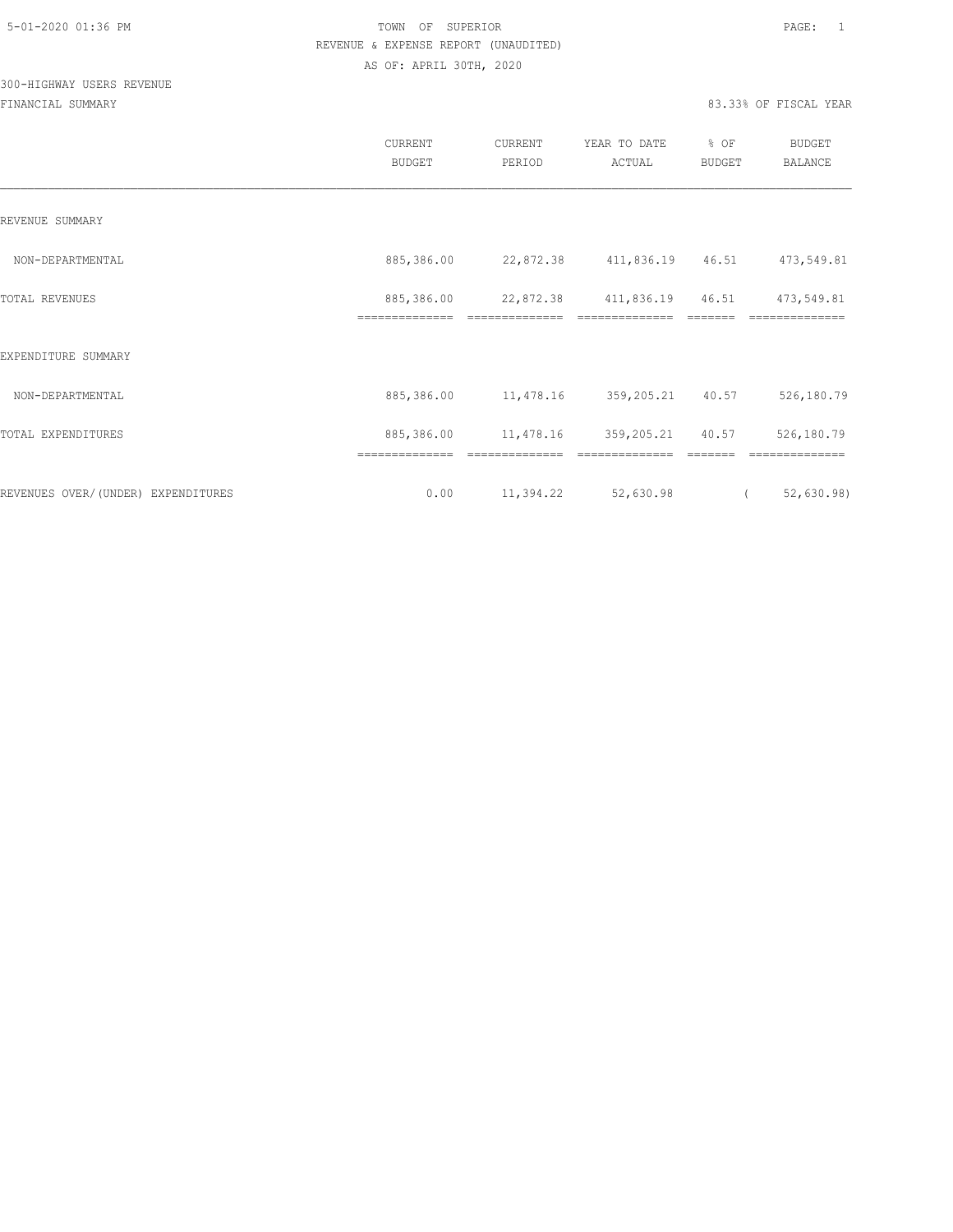5-01-2020 01:36 PM

TOWN OF SUPERIOR

REVENUE & EXPENSE REPORT (UNAUDITED)

AS OF: APRIL 30TH, 2020

300-HIGHWAY USERS REVENUE

FINANCIAL SUMMARY

83.33% OF FISCAL YEAR

| | CURRENT BUDGET | CURRENT PERIOD | YEAR TO DATE ACTUAL | % OF BUDGET | BUDGET BALANCE |
|---|---|---|---|---|---|
| REVENUE SUMMARY | | | | | |
| NON-DEPARTMENTAL | 885,386.00 | 22,872.38 | 411,836.19 | 46.51 | 473,549.81 |
| TOTAL REVENUES | 885,386.00 | 22,872.38 | 411,836.19 | 46.51 | 473,549.81 |
| EXPENDITURE SUMMARY | | | | | |
| NON-DEPARTMENTAL | 885,386.00 | 11,478.16 | 359,205.21 | 40.57 | 526,180.79 |
| TOTAL EXPENDITURES | 885,386.00 | 11,478.16 | 359,205.21 | 40.57 | 526,180.79 |
| REVENUES OVER/(UNDER) EXPENDITURES | 0.00 | 11,394.22 | 52,630.98 | | ( 52,630.98) |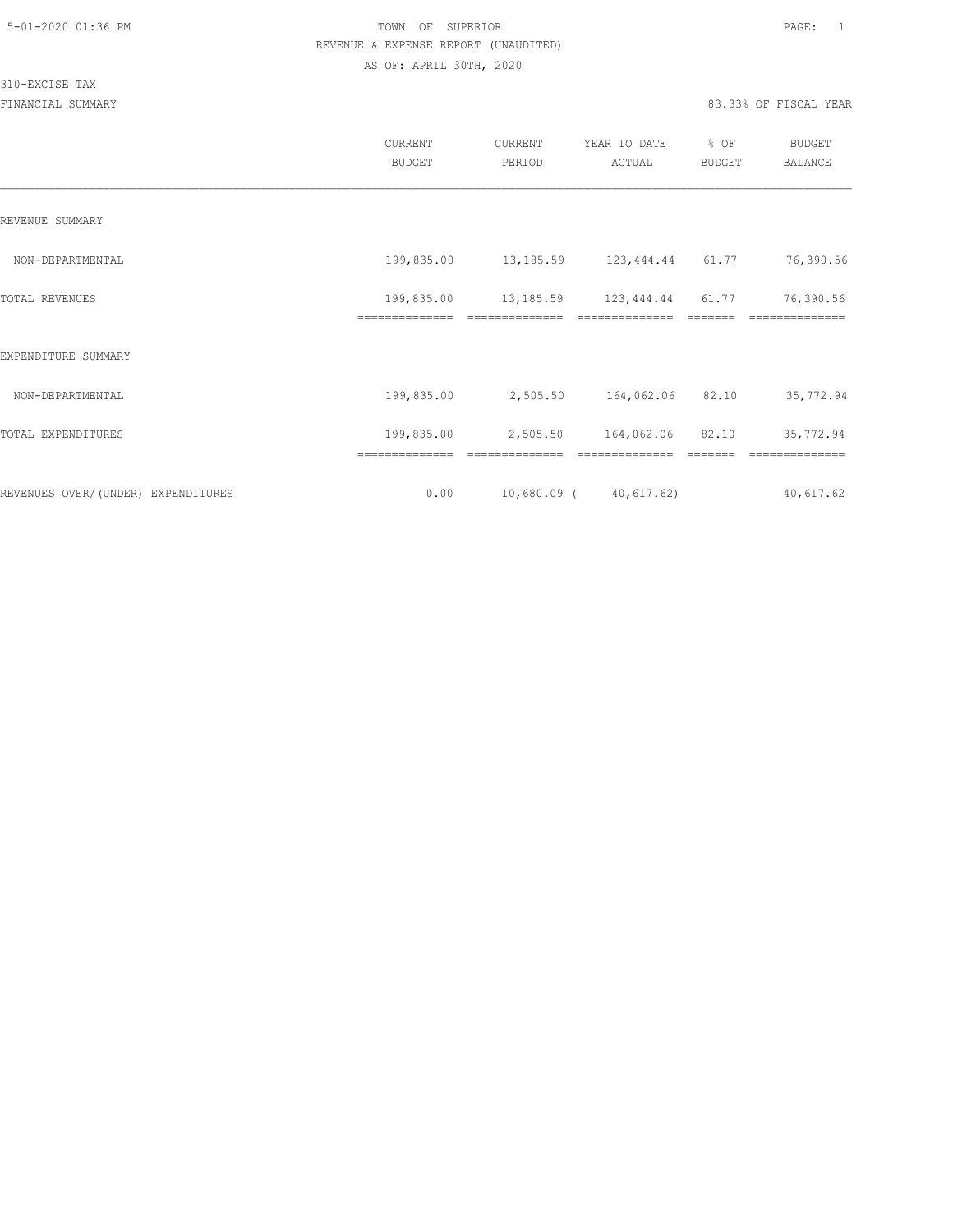TOWN OF SUPERIOR

REVENUE & EXPENSE REPORT (UNAUDITED)

AS OF: APRIL 30TH, 2020

310-EXCISE TAX

FINANCIAL SUMMARY

83.33% OF FISCAL YEAR

| | CURRENT BUDGET | CURRENT PERIOD | YEAR TO DATE ACTUAL | % OF BUDGET | BUDGET BALANCE |
|---|---|---|---|---|---|
| REVENUE SUMMARY | | | | | |
| NON-DEPARTMENTAL | 199,835.00 | 13,185.59 | 123,444.44 | 61.77 | 76,390.56 |
| TOTAL REVENUES | 199,835.00 | 13,185.59 | 123,444.44 | 61.77 | 76,390.56 |
| EXPENDITURE SUMMARY | | | | | |
| NON-DEPARTMENTAL | 199,835.00 | 2,505.50 | 164,062.06 | 82.10 | 35,772.94 |
| TOTAL EXPENDITURES | 199,835.00 | 2,505.50 | 164,062.06 | 82.10 | 35,772.94 |
| REVENUES OVER/(UNDER) EXPENDITURES | 0.00 | 10,680.09 | ( 40,617.62) | | 40,617.62 |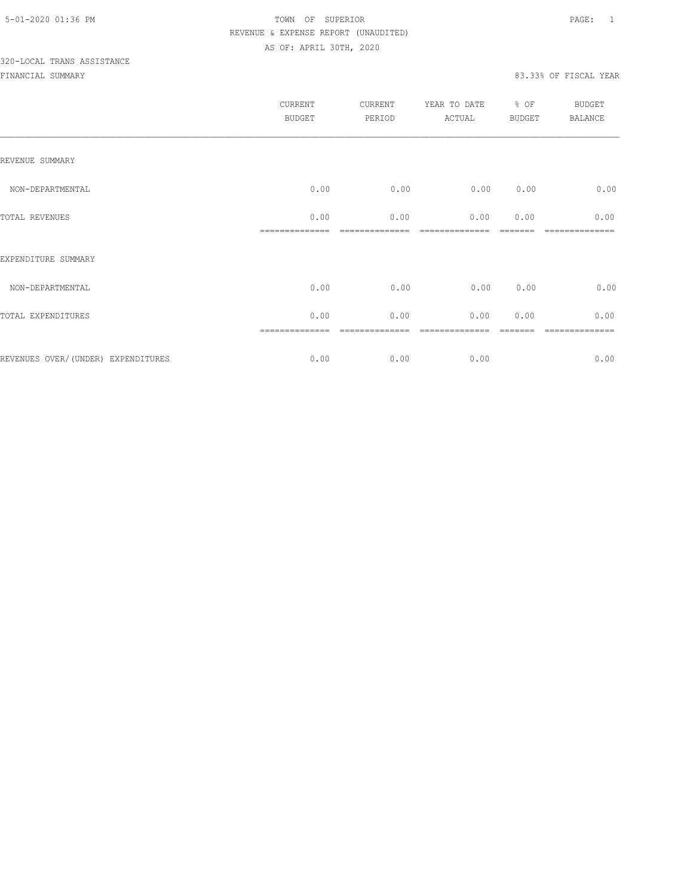TOWN OF SUPERIOR
REVENUE & EXPENSE REPORT (UNAUDITED)
AS OF: APRIL 30TH, 2020

320-LOCAL TRANS ASSISTANCE

FINANCIAL SUMMARY — 83.33% OF FISCAL YEAR

| | CURRENT BUDGET | CURRENT PERIOD | YEAR TO DATE ACTUAL | % OF BUDGET | BUDGET BALANCE |
|---|---|---|---|---|---|
| REVENUE SUMMARY | | | | | |
| NON-DEPARTMENTAL | 0.00 | 0.00 | 0.00 | 0.00 | 0.00 |
| TOTAL REVENUES | 0.00 | 0.00 | 0.00 | 0.00 | 0.00 |
| EXPENDITURE SUMMARY | | | | | |
| NON-DEPARTMENTAL | 0.00 | 0.00 | 0.00 | 0.00 | 0.00 |
| TOTAL EXPENDITURES | 0.00 | 0.00 | 0.00 | 0.00 | 0.00 |
| REVENUES OVER/(UNDER) EXPENDITURES | 0.00 | 0.00 | 0.00 | | 0.00 |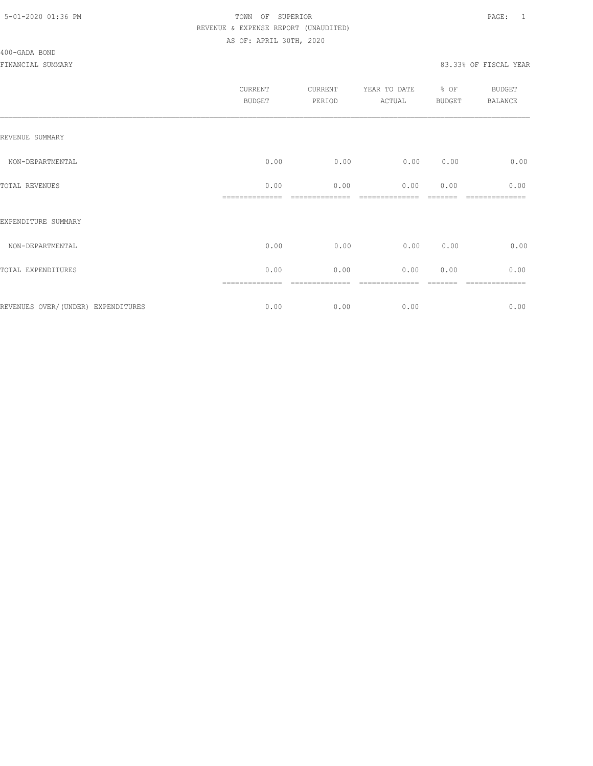TOWN OF SUPERIOR
REVENUE & EXPENSE REPORT (UNAUDITED)
AS OF: APRIL 30TH, 2020

400-GADA BOND

FINANCIAL SUMMARY

83.33% OF FISCAL YEAR

| | CURRENT BUDGET | CURRENT PERIOD | YEAR TO DATE ACTUAL | % OF BUDGET | BUDGET BALANCE |
|---|---|---|---|---|---|
| REVENUE SUMMARY | | | | | |
| NON-DEPARTMENTAL | 0.00 | 0.00 | 0.00 | 0.00 | 0.00 |
| TOTAL REVENUES | 0.00 | 0.00 | 0.00 | 0.00 | 0.00 |
| EXPENDITURE SUMMARY | | | | | |
| NON-DEPARTMENTAL | 0.00 | 0.00 | 0.00 | 0.00 | 0.00 |
| TOTAL EXPENDITURES | 0.00 | 0.00 | 0.00 | 0.00 | 0.00 |
| REVENUES OVER/(UNDER) EXPENDITURES | 0.00 | 0.00 | 0.00 | | 0.00 |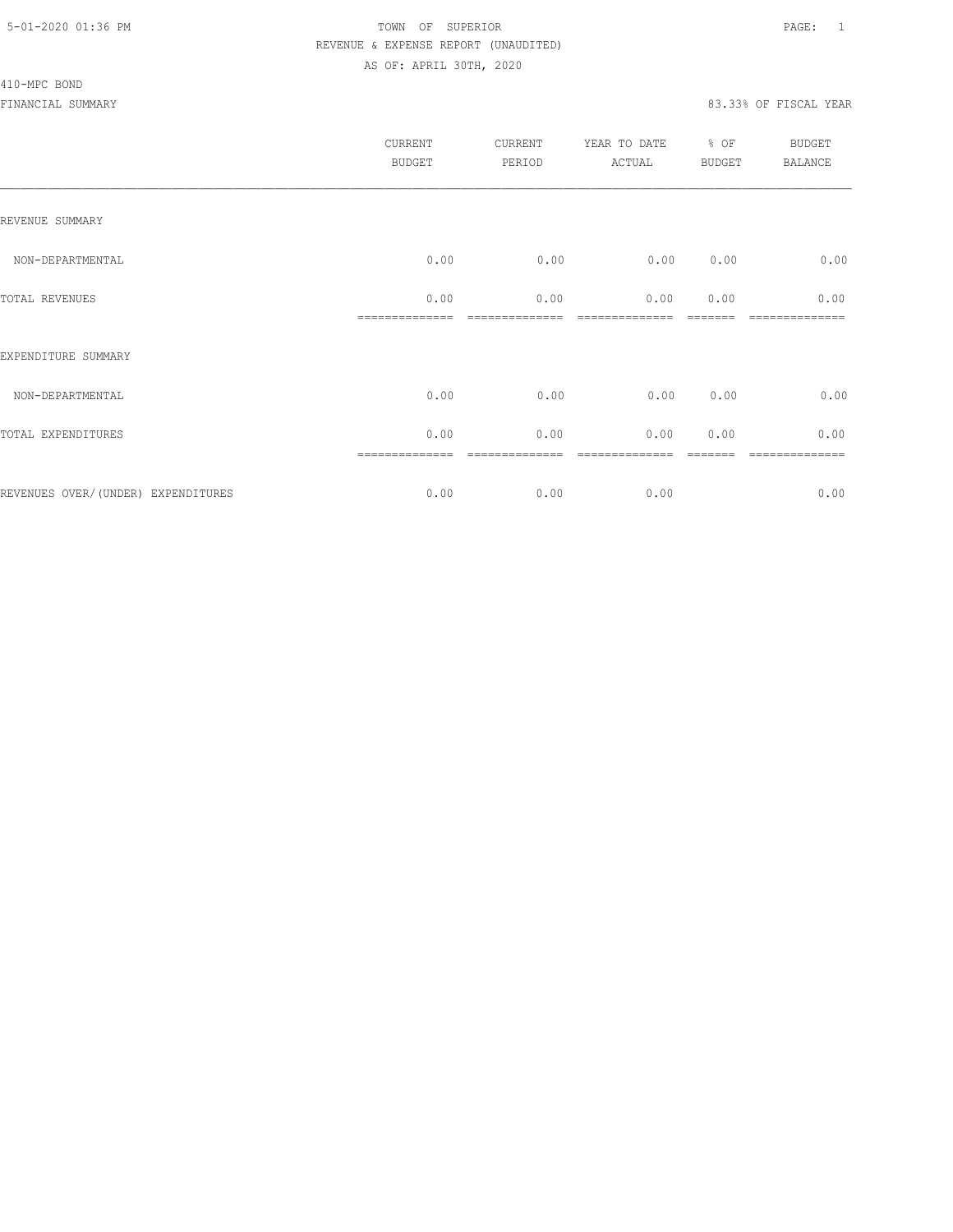TOWN OF SUPERIOR
REVENUE & EXPENSE REPORT (UNAUDITED)
AS OF: APRIL 30TH, 2020

410-MPC BOND

FINANCIAL SUMMARY

83.33% OF FISCAL YEAR

| | CURRENT BUDGET | CURRENT PERIOD | YEAR TO DATE ACTUAL | % OF BUDGET | BUDGET BALANCE |
|---|---|---|---|---|---|
| REVENUE SUMMARY | | | | | |
| NON-DEPARTMENTAL | 0.00 | 0.00 | 0.00 | 0.00 | 0.00 |
| TOTAL REVENUES | 0.00 | 0.00 | 0.00 | 0.00 | 0.00 |
| EXPENDITURE SUMMARY | | | | | |
| NON-DEPARTMENTAL | 0.00 | 0.00 | 0.00 | 0.00 | 0.00 |
| TOTAL EXPENDITURES | 0.00 | 0.00 | 0.00 | 0.00 | 0.00 |
| REVENUES OVER/(UNDER) EXPENDITURES | 0.00 | 0.00 | 0.00 | | 0.00 |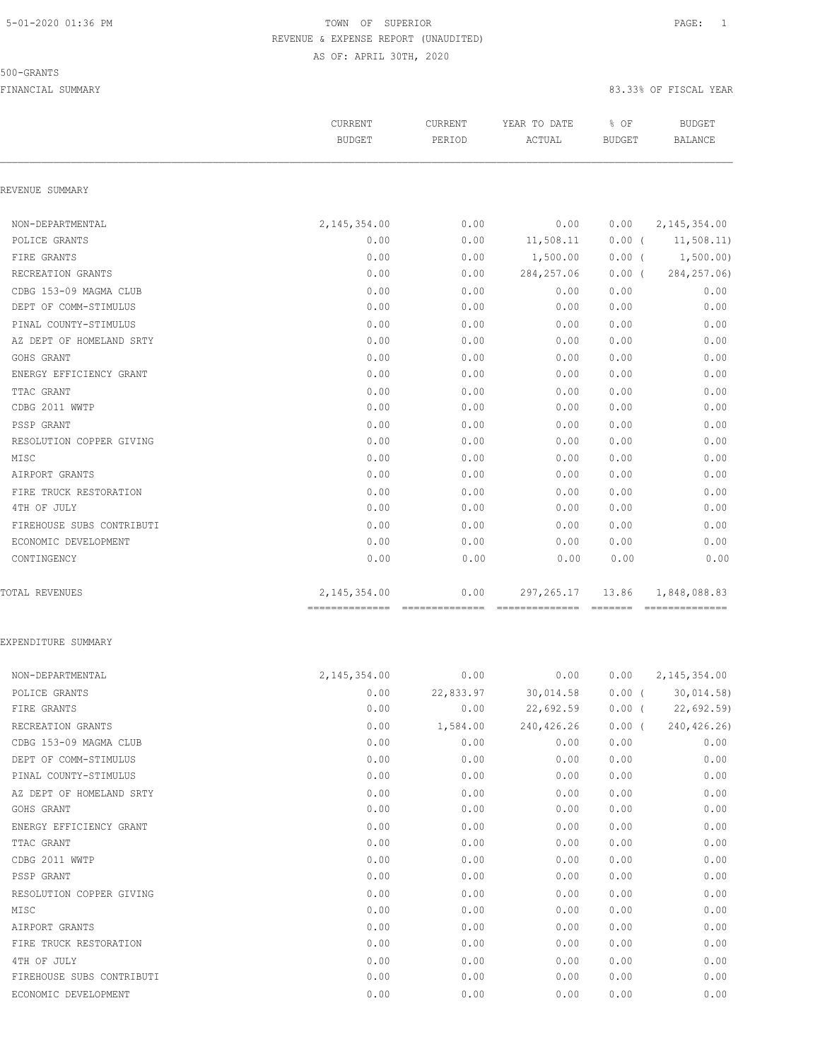5-01-2020 01:36 PM

TOWN OF SUPERIOR

REVENUE & EXPENSE REPORT (UNAUDITED)

AS OF: APRIL 30TH, 2020

500-GRANTS

FINANCIAL SUMMARY

83.33% OF FISCAL YEAR

| | CURRENT BUDGET | CURRENT PERIOD | YEAR TO DATE ACTUAL | % OF BUDGET | BUDGET BALANCE |
|---|---|---|---|---|---|
| **REVENUE SUMMARY** | | | | | |
| NON-DEPARTMENTAL | 2,145,354.00 | 0.00 | 0.00 | 0.00 | 2,145,354.00 |
| POLICE GRANTS | 0.00 | 0.00 | 11,508.11 | 0.00 ( | 11,508.11) |
| FIRE GRANTS | 0.00 | 0.00 | 1,500.00 | 0.00 ( | 1,500.00) |
| RECREATION GRANTS | 0.00 | 0.00 | 284,257.06 | 0.00 ( | 284,257.06) |
| CDBG 153-09 MAGMA CLUB | 0.00 | 0.00 | 0.00 | 0.00 | 0.00 |
| DEPT OF COMM-STIMULUS | 0.00 | 0.00 | 0.00 | 0.00 | 0.00 |
| PINAL COUNTY-STIMULUS | 0.00 | 0.00 | 0.00 | 0.00 | 0.00 |
| AZ DEPT OF HOMELAND SRTY | 0.00 | 0.00 | 0.00 | 0.00 | 0.00 |
| GOHS GRANT | 0.00 | 0.00 | 0.00 | 0.00 | 0.00 |
| ENERGY EFFICIENCY GRANT | 0.00 | 0.00 | 0.00 | 0.00 | 0.00 |
| TTAC GRANT | 0.00 | 0.00 | 0.00 | 0.00 | 0.00 |
| CDBG 2011 WWTP | 0.00 | 0.00 | 0.00 | 0.00 | 0.00 |
| PSSP GRANT | 0.00 | 0.00 | 0.00 | 0.00 | 0.00 |
| RESOLUTION COPPER GIVING | 0.00 | 0.00 | 0.00 | 0.00 | 0.00 |
| MISC | 0.00 | 0.00 | 0.00 | 0.00 | 0.00 |
| AIRPORT GRANTS | 0.00 | 0.00 | 0.00 | 0.00 | 0.00 |
| FIRE TRUCK RESTORATION | 0.00 | 0.00 | 0.00 | 0.00 | 0.00 |
| 4TH OF JULY | 0.00 | 0.00 | 0.00 | 0.00 | 0.00 |
| FIREHOUSE SUBS CONTRIBUTI | 0.00 | 0.00 | 0.00 | 0.00 | 0.00 |
| ECONOMIC DEVELOPMENT | 0.00 | 0.00 | 0.00 | 0.00 | 0.00 |
| CONTINGENCY | 0.00 | 0.00 | 0.00 | 0.00 | 0.00 |
| TOTAL REVENUES | 2,145,354.00 | 0.00 | 297,265.17 | 13.86 | 1,848,088.83 |
| **EXPENDITURE SUMMARY** | | | | | |
| NON-DEPARTMENTAL | 2,145,354.00 | 0.00 | 0.00 | 0.00 | 2,145,354.00 |
| POLICE GRANTS | 0.00 | 22,833.97 | 30,014.58 | 0.00 ( | 30,014.58) |
| FIRE GRANTS | 0.00 | 0.00 | 22,692.59 | 0.00 ( | 22,692.59) |
| RECREATION GRANTS | 0.00 | 1,584.00 | 240,426.26 | 0.00 ( | 240,426.26) |
| CDBG 153-09 MAGMA CLUB | 0.00 | 0.00 | 0.00 | 0.00 | 0.00 |
| DEPT OF COMM-STIMULUS | 0.00 | 0.00 | 0.00 | 0.00 | 0.00 |
| PINAL COUNTY-STIMULUS | 0.00 | 0.00 | 0.00 | 0.00 | 0.00 |
| AZ DEPT OF HOMELAND SRTY | 0.00 | 0.00 | 0.00 | 0.00 | 0.00 |
| GOHS GRANT | 0.00 | 0.00 | 0.00 | 0.00 | 0.00 |
| ENERGY EFFICIENCY GRANT | 0.00 | 0.00 | 0.00 | 0.00 | 0.00 |
| TTAC GRANT | 0.00 | 0.00 | 0.00 | 0.00 | 0.00 |
| CDBG 2011 WWTP | 0.00 | 0.00 | 0.00 | 0.00 | 0.00 |
| PSSP GRANT | 0.00 | 0.00 | 0.00 | 0.00 | 0.00 |
| RESOLUTION COPPER GIVING | 0.00 | 0.00 | 0.00 | 0.00 | 0.00 |
| MISC | 0.00 | 0.00 | 0.00 | 0.00 | 0.00 |
| AIRPORT GRANTS | 0.00 | 0.00 | 0.00 | 0.00 | 0.00 |
| FIRE TRUCK RESTORATION | 0.00 | 0.00 | 0.00 | 0.00 | 0.00 |
| 4TH OF JULY | 0.00 | 0.00 | 0.00 | 0.00 | 0.00 |
| FIREHOUSE SUBS CONTRIBUTI | 0.00 | 0.00 | 0.00 | 0.00 | 0.00 |
| ECONOMIC DEVELOPMENT | 0.00 | 0.00 | 0.00 | 0.00 | 0.00 |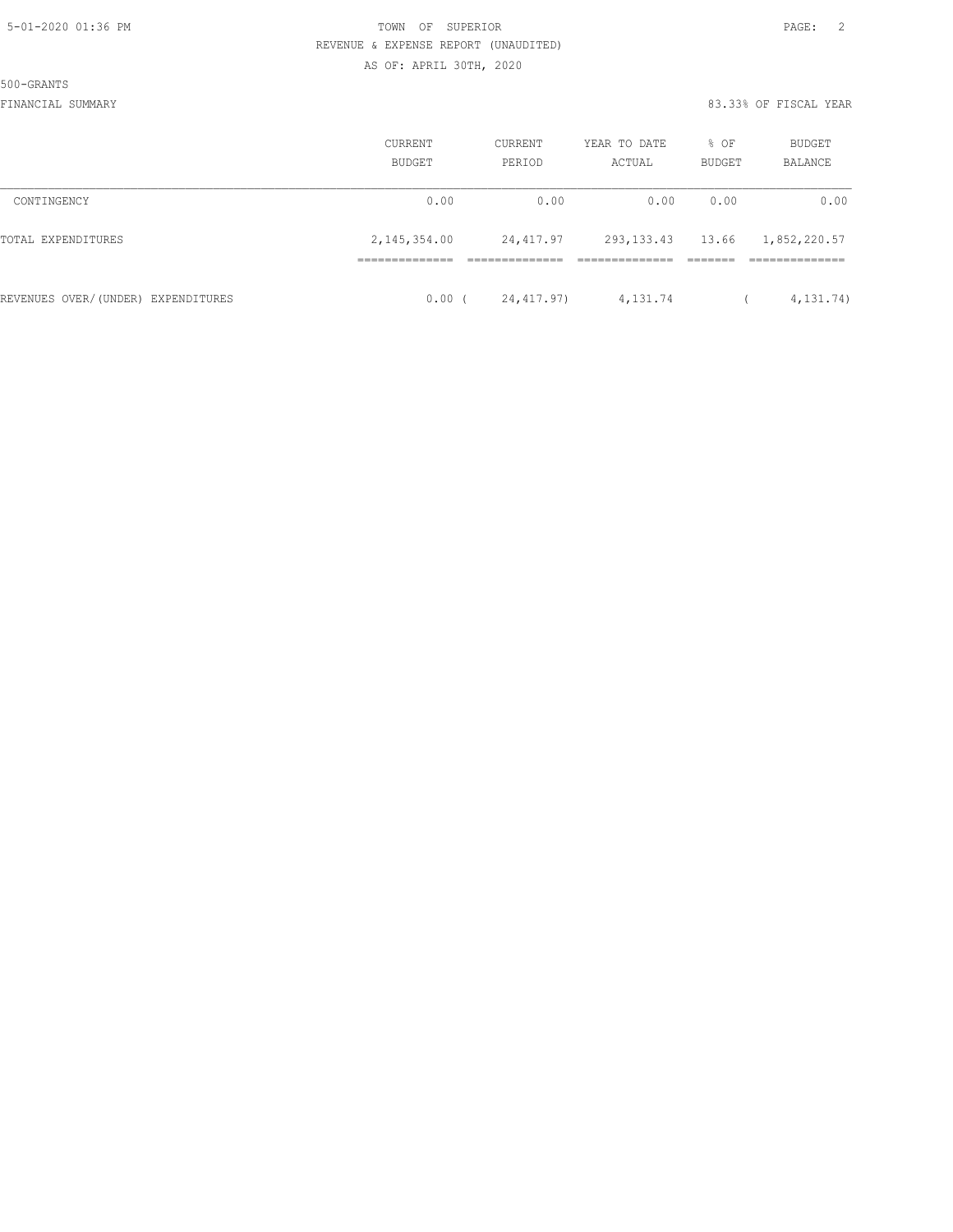500-GRANTS

FINANCIAL SUMMARY 83.33% OF FISCAL YEAR

| | CURRENT BUDGET | CURRENT PERIOD | YEAR TO DATE ACTUAL | % OF BUDGET | BUDGET BALANCE |
|---|---|---|---|---|---|
| CONTINGENCY | 0.00 | 0.00 | 0.00 | 0.00 | 0.00 |
| TOTAL EXPENDITURES | 2,145,354.00 | 24,417.97 | 293,133.43 | 13.66 | 1,852,220.57 |
| REVENUES OVER/(UNDER) EXPENDITURES | 0.00 | ( 24,417.97) | 4,131.74 | | ( 4,131.74) |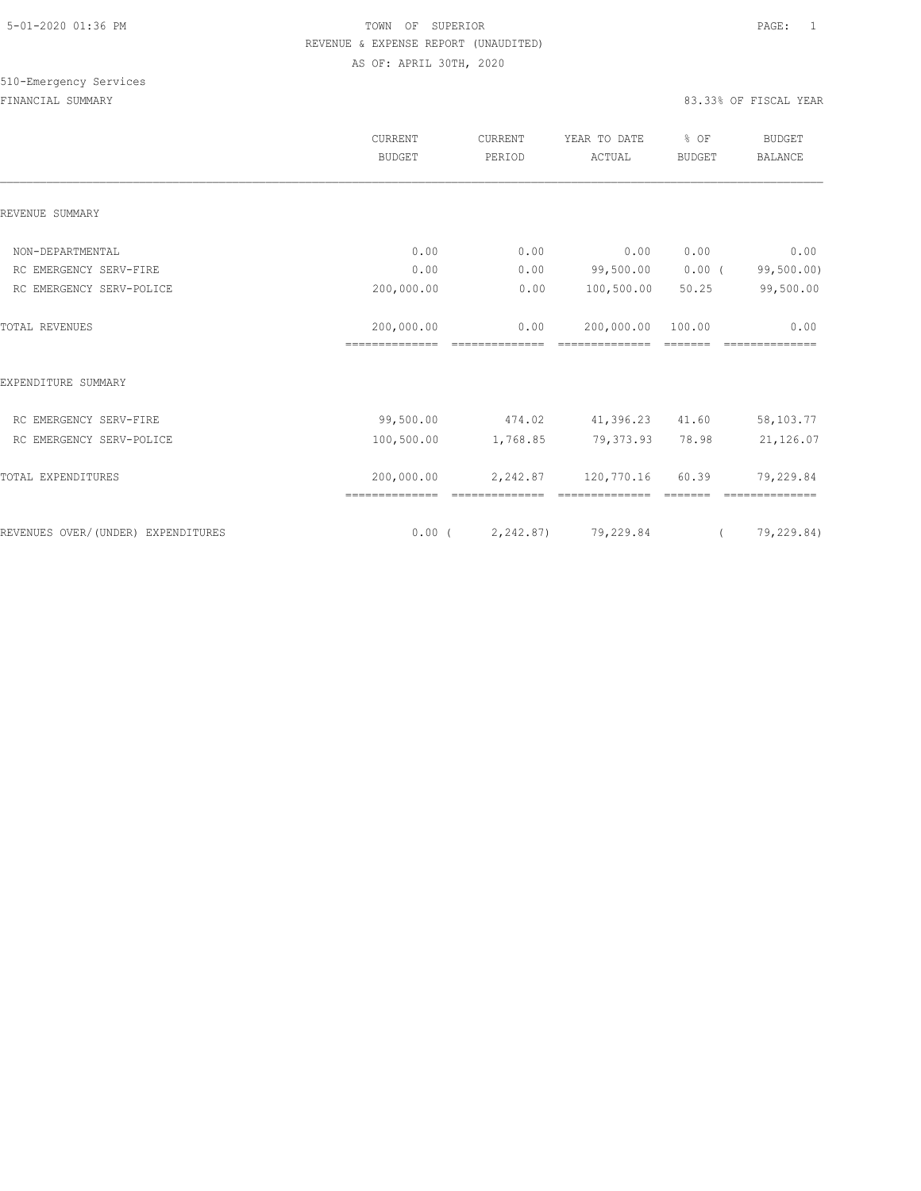TOWN OF SUPERIOR
REVENUE & EXPENSE REPORT (UNAUDITED)
AS OF: APRIL 30TH, 2020

510-Emergency Services

FINANCIAL SUMMARY

83.33% OF FISCAL YEAR

| | CURRENT BUDGET | CURRENT PERIOD | YEAR TO DATE ACTUAL | % OF BUDGET | BUDGET BALANCE |
|---|---|---|---|---|---|
| REVENUE SUMMARY | | | | | |
| NON-DEPARTMENTAL | 0.00 | 0.00 | 0.00 | 0.00 | 0.00 |
| RC EMERGENCY SERV-FIRE | 0.00 | 0.00 | 99,500.00 | 0.00 ( | 99,500.00) |
| RC EMERGENCY SERV-POLICE | 200,000.00 | 0.00 | 100,500.00 | 50.25 | 99,500.00 |
| TOTAL REVENUES | 200,000.00 | 0.00 | 200,000.00 | 100.00 | 0.00 |
| EXPENDITURE SUMMARY | | | | | |
| RC EMERGENCY SERV-FIRE | 99,500.00 | 474.02 | 41,396.23 | 41.60 | 58,103.77 |
| RC EMERGENCY SERV-POLICE | 100,500.00 | 1,768.85 | 79,373.93 | 78.98 | 21,126.07 |
| TOTAL EXPENDITURES | 200,000.00 | 2,242.87 | 120,770.16 | 60.39 | 79,229.84 |
| REVENUES OVER/(UNDER) EXPENDITURES | 0.00 ( | 2,242.87) | 79,229.84 | ( | 79,229.84) |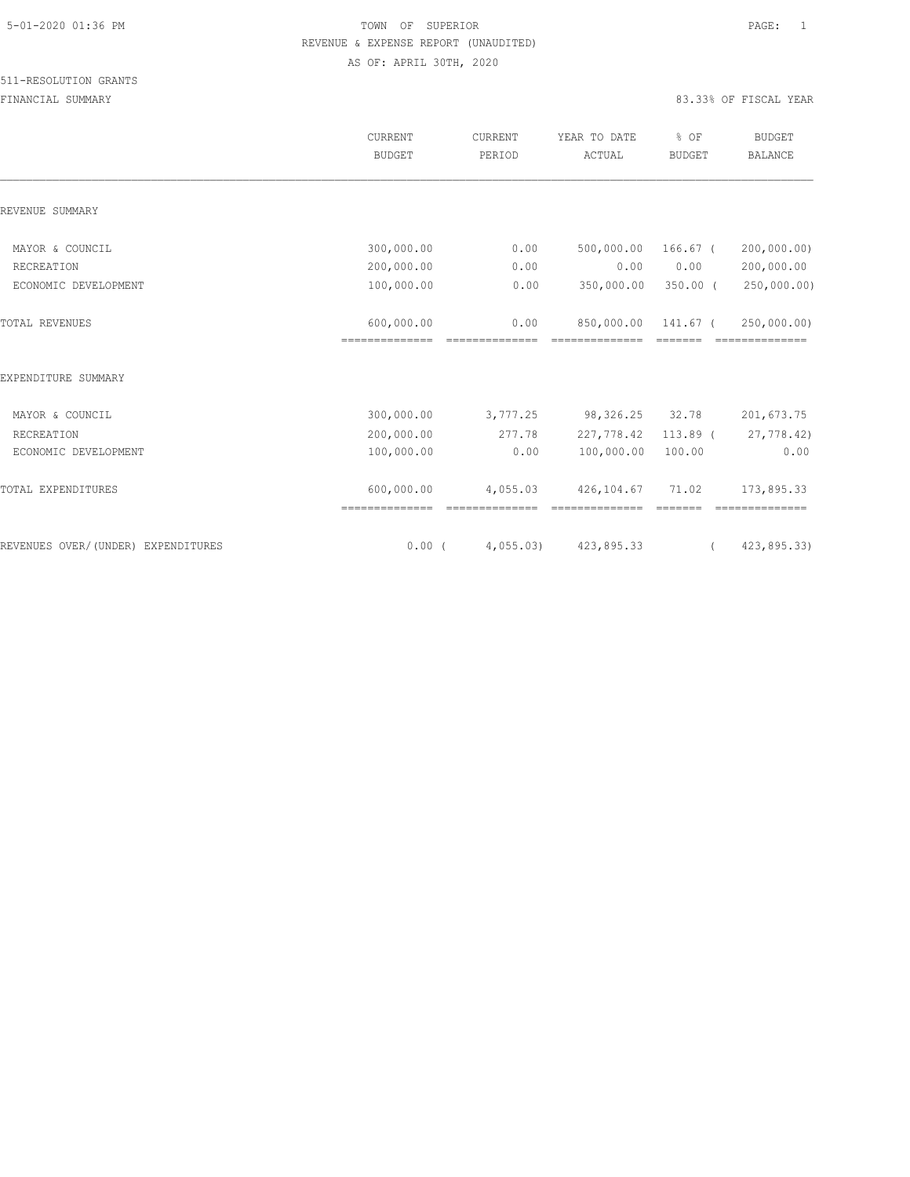TOWN OF SUPERIOR

REVENUE & EXPENSE REPORT (UNAUDITED)

AS OF: APRIL 30TH, 2020

511-RESOLUTION GRANTS

FINANCIAL SUMMARY

83.33% OF FISCAL YEAR

| | CURRENT BUDGET | CURRENT PERIOD | YEAR TO DATE ACTUAL | % OF BUDGET | BUDGET BALANCE |
|---|---|---|---|---|---|
| REVENUE SUMMARY | | | | | |
| MAYOR & COUNCIL | 300,000.00 | 0.00 | 500,000.00 | 166.67 | ( 200,000.00) |
| RECREATION | 200,000.00 | 0.00 | 0.00 | 0.00 | 200,000.00 |
| ECONOMIC DEVELOPMENT | 100,000.00 | 0.00 | 350,000.00 | 350.00 | ( 250,000.00) |
| TOTAL REVENUES | 600,000.00 | 0.00 | 850,000.00 | 141.67 | ( 250,000.00) |
| EXPENDITURE SUMMARY | | | | | |
| MAYOR & COUNCIL | 300,000.00 | 3,777.25 | 98,326.25 | 32.78 | 201,673.75 |
| RECREATION | 200,000.00 | 277.78 | 227,778.42 | 113.89 | ( 27,778.42) |
| ECONOMIC DEVELOPMENT | 100,000.00 | 0.00 | 100,000.00 | 100.00 | 0.00 |
| TOTAL EXPENDITURES | 600,000.00 | 4,055.03 | 426,104.67 | 71.02 | 173,895.33 |
| REVENUES OVER/(UNDER) EXPENDITURES | 0.00 | ( 4,055.03) | 423,895.33 | | ( 423,895.33) |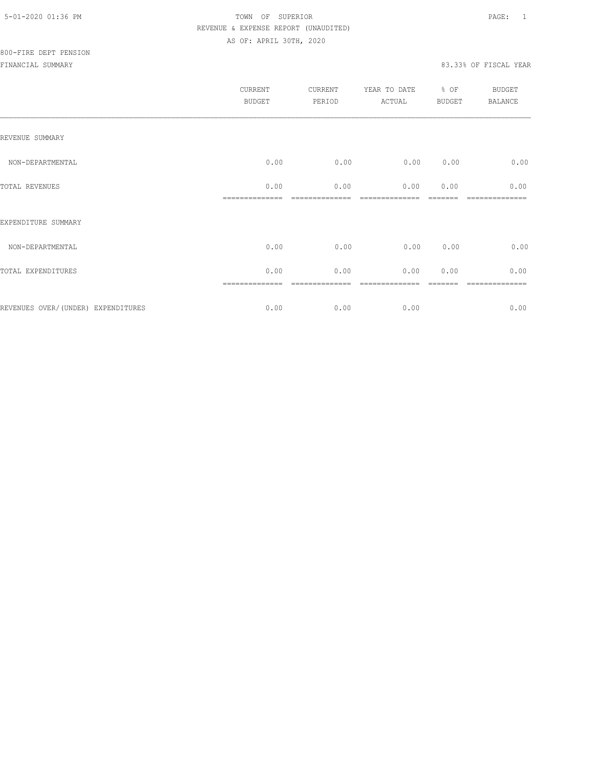5-01-2020 01:36 PM

TOWN OF SUPERIOR

REVENUE & EXPENSE REPORT (UNAUDITED)

AS OF: APRIL 30TH, 2020

800-FIRE DEPT PENSION

FINANCIAL SUMMARY

83.33% OF FISCAL YEAR

| | CURRENT BUDGET | CURRENT PERIOD | YEAR TO DATE ACTUAL | % OF BUDGET | BUDGET BALANCE |
|---|---|---|---|---|---|
| REVENUE SUMMARY | | | | | |
| NON-DEPARTMENTAL | 0.00 | 0.00 | 0.00 | 0.00 | 0.00 |
| TOTAL REVENUES | 0.00 | 0.00 | 0.00 | 0.00 | 0.00 |
| EXPENDITURE SUMMARY | | | | | |
| NON-DEPARTMENTAL | 0.00 | 0.00 | 0.00 | 0.00 | 0.00 |
| TOTAL EXPENDITURES | 0.00 | 0.00 | 0.00 | 0.00 | 0.00 |
| REVENUES OVER/(UNDER) EXPENDITURES | 0.00 | 0.00 | 0.00 | | 0.00 |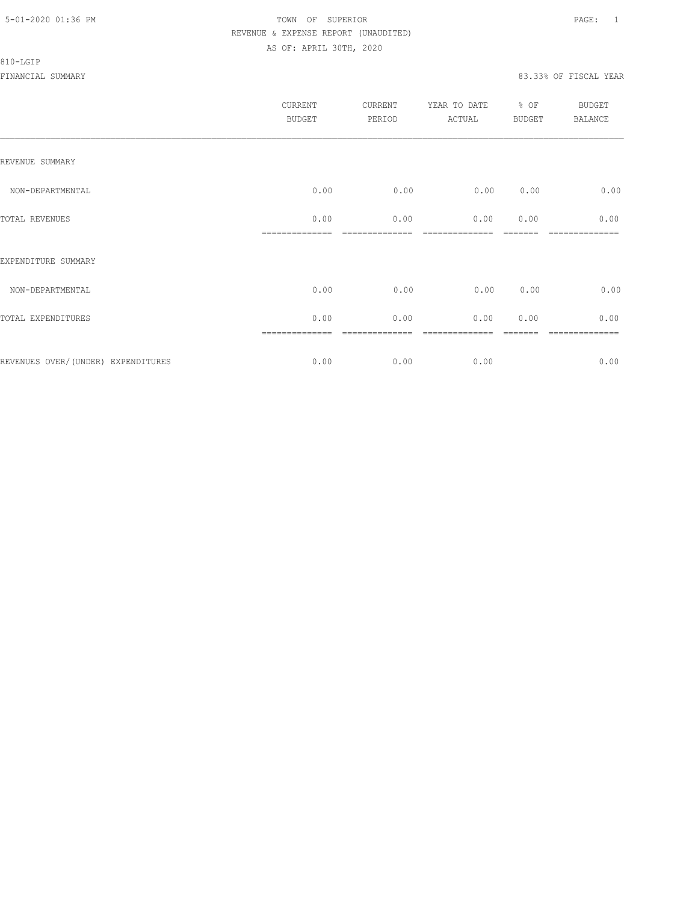TOWN OF SUPERIOR
REVENUE & EXPENSE REPORT (UNAUDITED)
AS OF: APRIL 30TH, 2020

810-LGIP

FINANCIAL SUMMARY — 83.33% OF FISCAL YEAR

| | CURRENT BUDGET | CURRENT PERIOD | YEAR TO DATE ACTUAL | % OF BUDGET | BUDGET BALANCE |
|---|---|---|---|---|---|
| REVENUE SUMMARY | | | | | |
| NON-DEPARTMENTAL | 0.00 | 0.00 | 0.00 | 0.00 | 0.00 |
| TOTAL REVENUES | 0.00 | 0.00 | 0.00 | 0.00 | 0.00 |
| EXPENDITURE SUMMARY | | | | | |
| NON-DEPARTMENTAL | 0.00 | 0.00 | 0.00 | 0.00 | 0.00 |
| TOTAL EXPENDITURES | 0.00 | 0.00 | 0.00 | 0.00 | 0.00 |
| REVENUES OVER/(UNDER) EXPENDITURES | 0.00 | 0.00 | 0.00 | | 0.00 |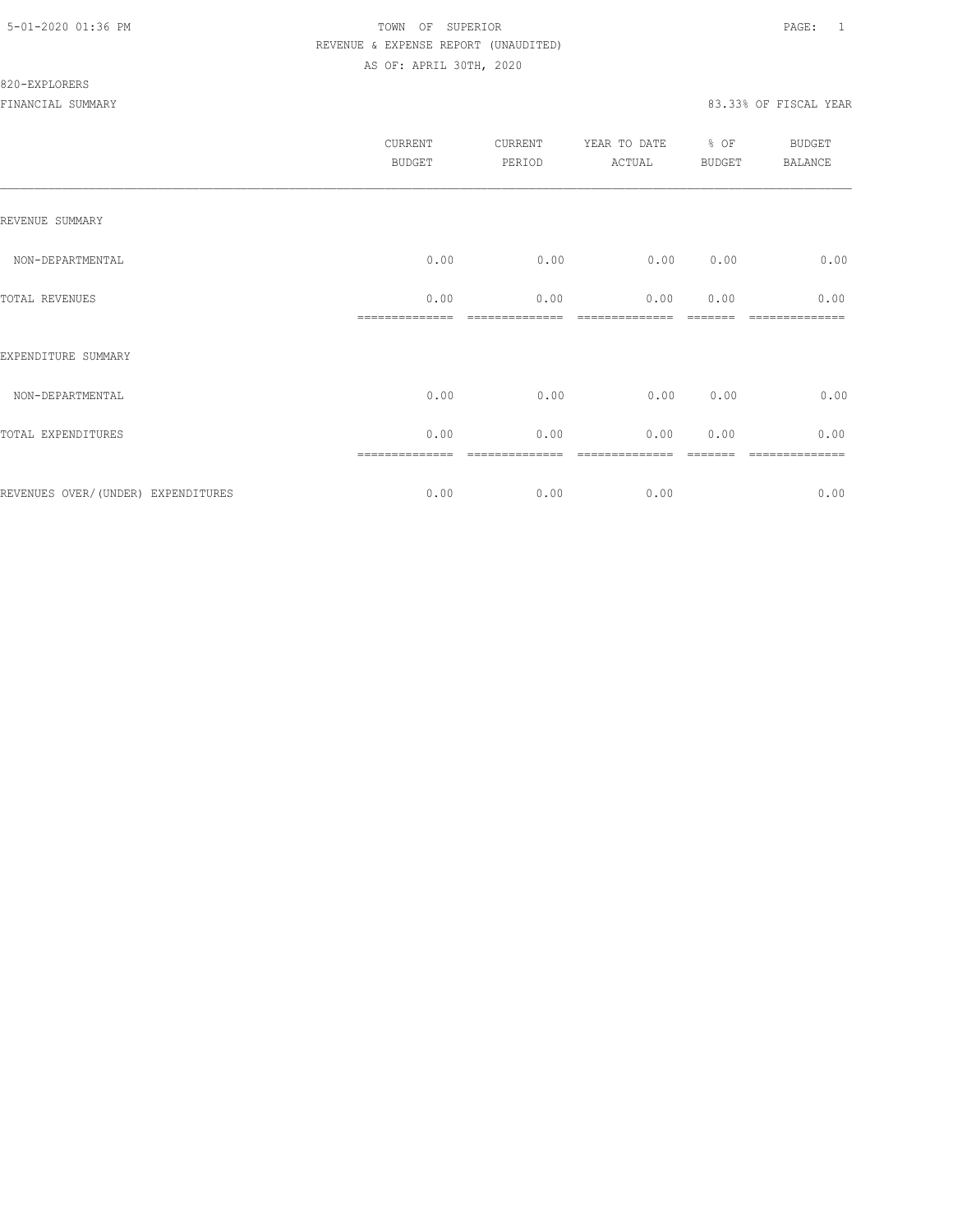TOWN OF SUPERIOR

REVENUE & EXPENSE REPORT (UNAUDITED)

AS OF: APRIL 30TH, 2020

820-EXPLORERS

FINANCIAL SUMMARY

83.33% OF FISCAL YEAR

| | CURRENT BUDGET | CURRENT PERIOD | YEAR TO DATE ACTUAL | % OF BUDGET | BUDGET BALANCE |
|---|---|---|---|---|---|
| REVENUE SUMMARY | | | | | |
| NON-DEPARTMENTAL | 0.00 | 0.00 | 0.00 | 0.00 | 0.00 |
| TOTAL REVENUES | 0.00 | 0.00 | 0.00 | 0.00 | 0.00 |
| EXPENDITURE SUMMARY | | | | | |
| NON-DEPARTMENTAL | 0.00 | 0.00 | 0.00 | 0.00 | 0.00 |
| TOTAL EXPENDITURES | 0.00 | 0.00 | 0.00 | 0.00 | 0.00 |
| REVENUES OVER/(UNDER) EXPENDITURES | 0.00 | 0.00 | 0.00 | | 0.00 |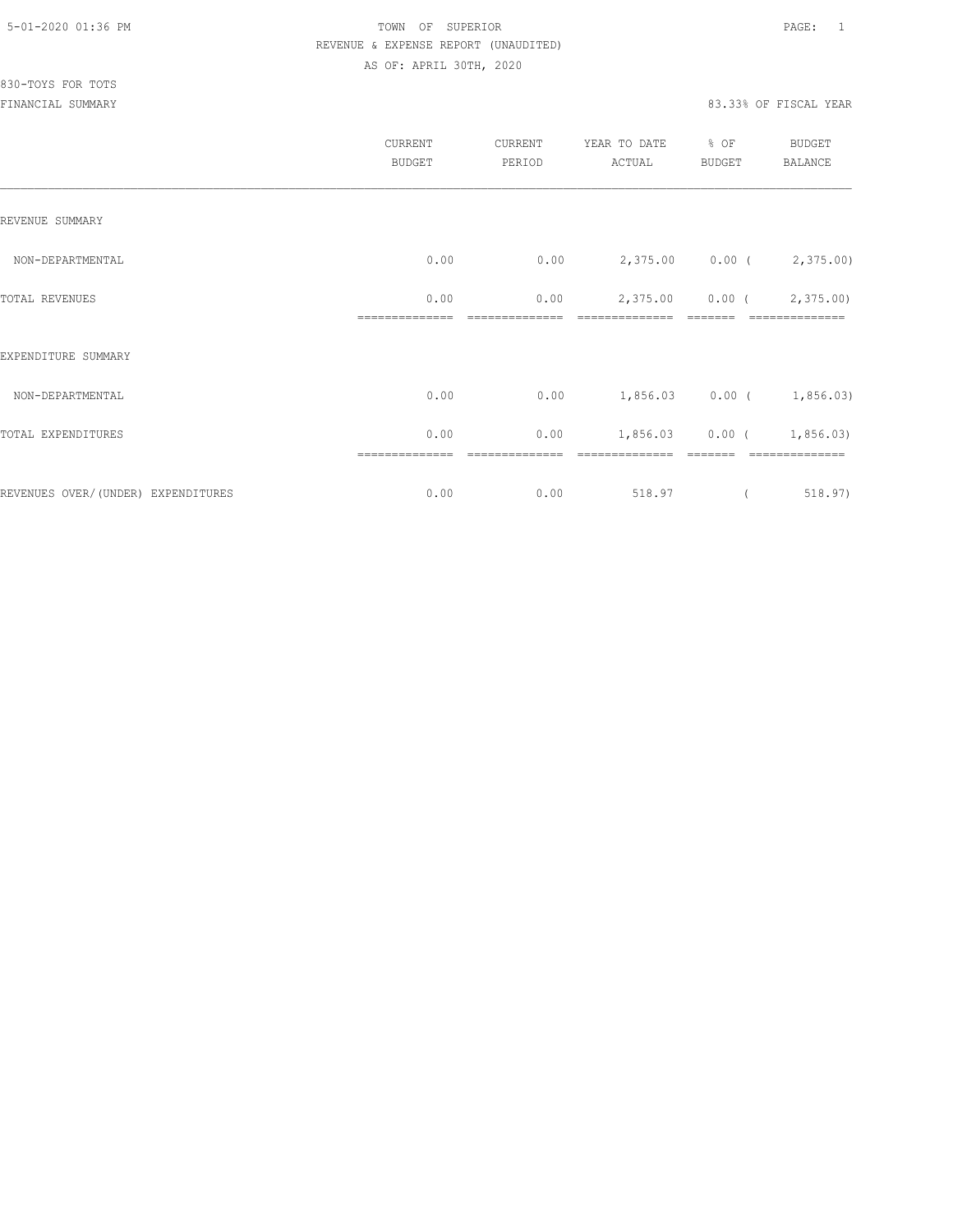5-01-2020 01:36 PM

TOWN OF SUPERIOR

REVENUE & EXPENSE REPORT (UNAUDITED)

AS OF: APRIL 30TH, 2020

830-TOYS FOR TOTS

FINANCIAL SUMMARY

83.33% OF FISCAL YEAR

| | CURRENT BUDGET | CURRENT PERIOD | YEAR TO DATE ACTUAL | % OF BUDGET | BUDGET BALANCE |
|---|---|---|---|---|---|
| REVENUE SUMMARY | | | | | |
| NON-DEPARTMENTAL | 0.00 | 0.00 | 2,375.00 | 0.00 | ( 2,375.00) |
| TOTAL REVENUES | 0.00 | 0.00 | 2,375.00 | 0.00 | ( 2,375.00) |
| EXPENDITURE SUMMARY | | | | | |
| NON-DEPARTMENTAL | 0.00 | 0.00 | 1,856.03 | 0.00 | ( 1,856.03) |
| TOTAL EXPENDITURES | 0.00 | 0.00 | 1,856.03 | 0.00 | ( 1,856.03) |
| REVENUES OVER/(UNDER) EXPENDITURES | 0.00 | 0.00 | 518.97 | | ( 518.97) |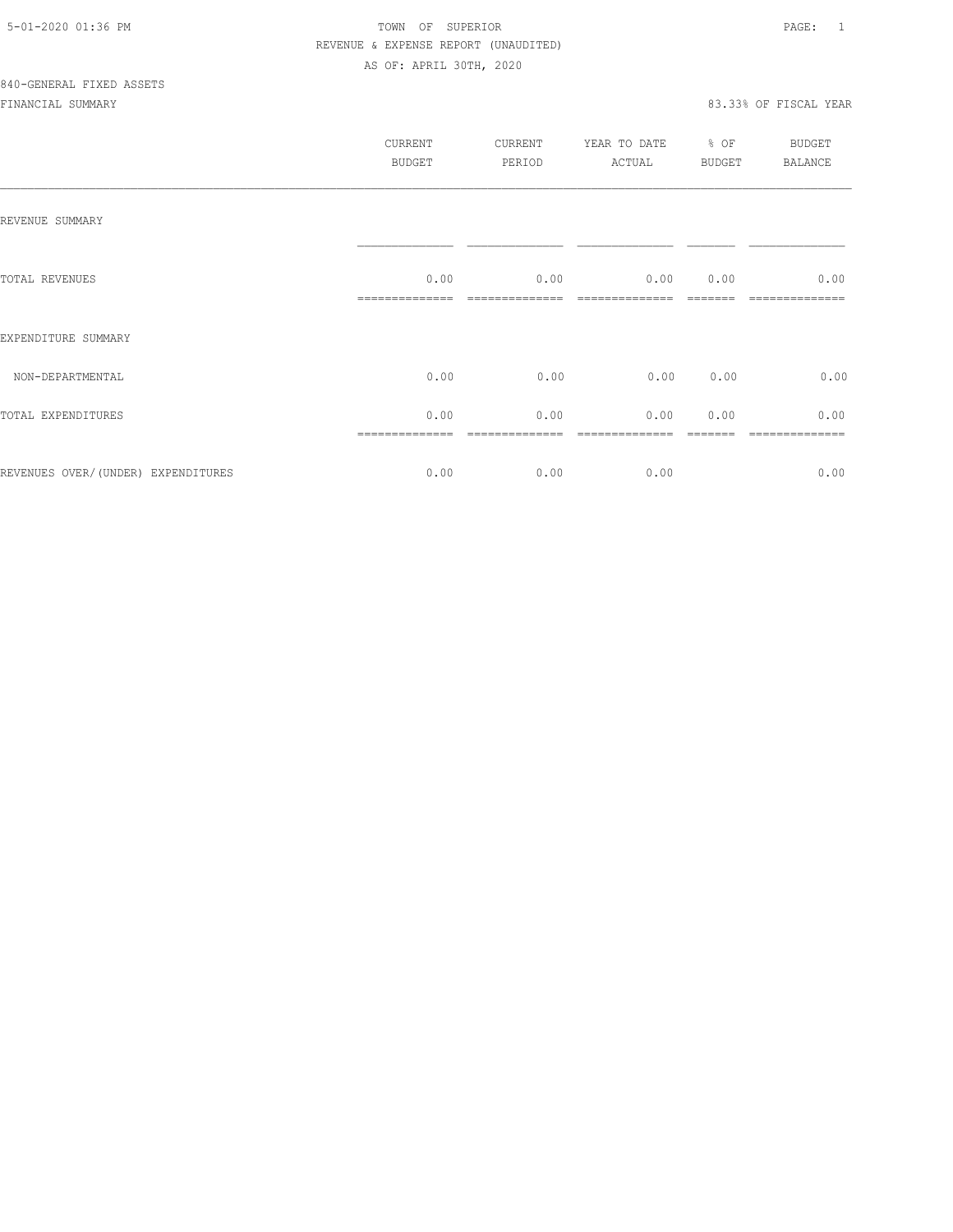TOWN OF SUPERIOR
REVENUE & EXPENSE REPORT (UNAUDITED)
AS OF: APRIL 30TH, 2020

840-GENERAL FIXED ASSETS

FINANCIAL SUMMARY

83.33% OF FISCAL YEAR

| | CURRENT BUDGET | CURRENT PERIOD | YEAR TO DATE ACTUAL | % OF BUDGET | BUDGET BALANCE |
|---|---|---|---|---|---|
| REVENUE SUMMARY | | | | | |
| TOTAL REVENUES | 0.00 | 0.00 | 0.00 | 0.00 | 0.00 |
| EXPENDITURE SUMMARY | | | | | |
| NON-DEPARTMENTAL | 0.00 | 0.00 | 0.00 | 0.00 | 0.00 |
| TOTAL EXPENDITURES | 0.00 | 0.00 | 0.00 | 0.00 | 0.00 |
| REVENUES OVER/(UNDER) EXPENDITURES | 0.00 | 0.00 | 0.00 | | 0.00 |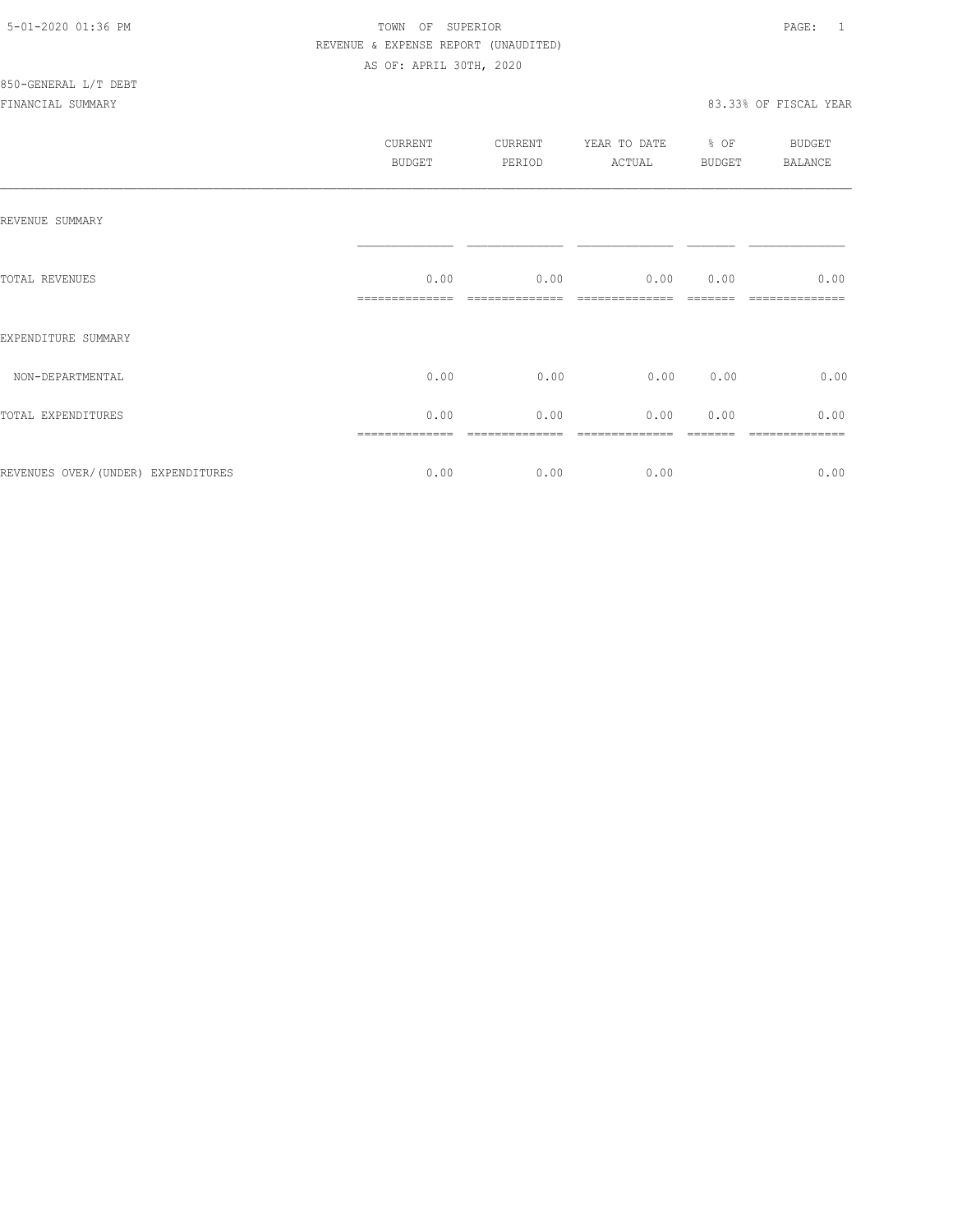TOWN OF SUPERIOR

REVENUE & EXPENSE REPORT (UNAUDITED)

AS OF: APRIL 30TH, 2020

850-GENERAL L/T DEBT

FINANCIAL SUMMARY

83.33% OF FISCAL YEAR

| | CURRENT BUDGET | CURRENT PERIOD | YEAR TO DATE ACTUAL | % OF BUDGET | BUDGET BALANCE |
|---|---|---|---|---|---|
| REVENUE SUMMARY | | | | | |
| TOTAL REVENUES | 0.00 | 0.00 | 0.00 | 0.00 | 0.00 |
| EXPENDITURE SUMMARY | | | | | |
| NON-DEPARTMENTAL | 0.00 | 0.00 | 0.00 | 0.00 | 0.00 |
| TOTAL EXPENDITURES | 0.00 | 0.00 | 0.00 | 0.00 | 0.00 |
| REVENUES OVER/(UNDER) EXPENDITURES | 0.00 | 0.00 | 0.00 | | 0.00 |